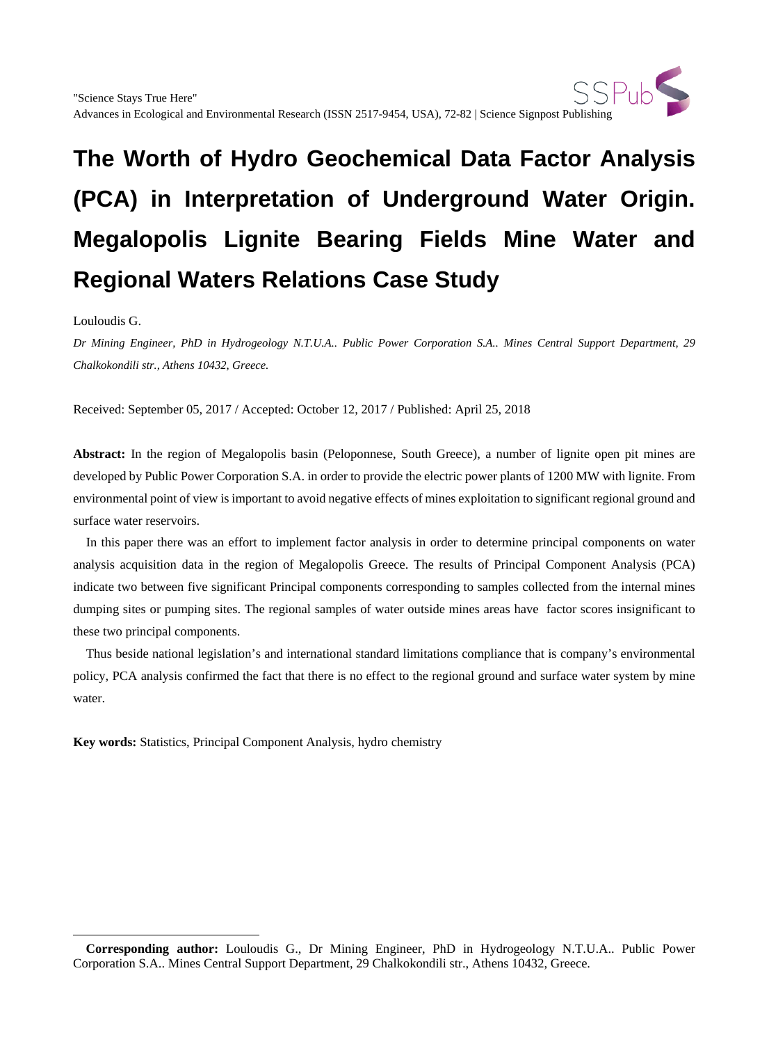# The Worth of Hydro Geochemical Data Factor Analysis (PCA) in Interpretation of Underground Water Origin. Megalopolis Lignite Bearing Fields Mine Water and Regional Waters Relations Case Study

Louloudis G.

*Dr Mining Engineer, PhD in Hydrogeology N.T.U.A.. Public Power Corporation S.A.. Mines Central Support Department, 29 Chalkokondili str., Athens 10432, Greece.*

Received: September 05, 2017 / Accepted: October 12, 2017 / Published: April 25, 2018

**Abstract:** In the region of Megalopolis basin (Peloponnese, South Greece), a number of lignite open pit mines are developed by Public Power Corporation S.A. in order to provide the electric power plants of 1200 MW with lignite. From environmental point of view is important to avoid negative effects of mines exploitation to significant regional ground and surface water reservoirs.

In this paper there was an effort to implement factor analysis in order to determine principal components on water analysis acquisition data in the region of Megalopolis Greece. The results of Principal Component Analysis (PCA) indicate two between five significant Principal components corresponding to samples collected from the internal mines dumping sites or pumping sites. The regional samples of water outside mines areas have factor scores insignificant to these two principal components.

Thus beside national legislation's and international standard limitations compliance that is company's environmental policy, PCA analysis confirmed the fact that there is no effect to the regional ground and surface water system by mine water.

**Key words:** Statistics, Principal Component Analysis, hydro chemistry

---

**Corresponding author:** Louloudis G., Dr Mining Engineer, PhD in Hydrogeology N.T.U.A.. Public Power Corporation S.A.. Mines Central Support Department, 29 Chalkokondili str., Athens 10432, Greece.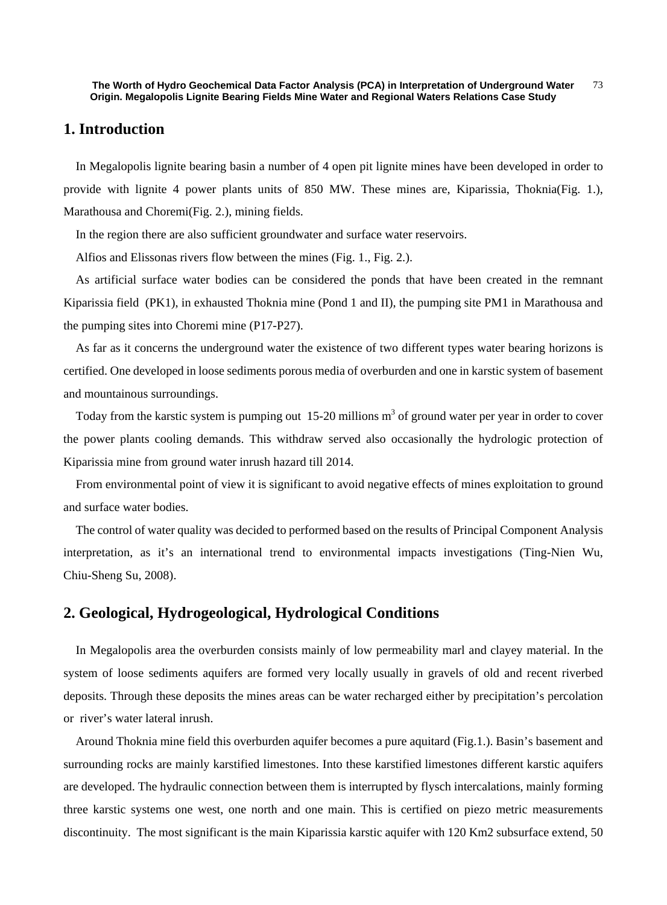## 1. Introduction

In Megalopolis lignite bearing basin a number of 4 open pit lignite mines have been developed in order to provide with lignite 4 power plants units of 850 MW. These mines are, Kiparissia, Thoknia(Fig. 1.), Marathousa and Choremi(Fig. 2.), mining fields.

In the region there are also sufficient groundwater and surface water reservoirs.

Alfios and Elissonas rivers flow between the mines (Fig. 1., Fig. 2.).

As artificial surface water bodies can be considered the ponds that have been created in the remnant Kiparissia field (PK1), in exhausted Thoknia mine (Pond 1 and II), the pumping site PM1 in Marathousa and the pumping sites into Choremi mine (P17-P27).

As far as it concerns the underground water the existence of two different types water bearing horizons is certified. One developed in loose sediments porous media of overburden and one in karstic system of basement and mountainous surroundings.

Today from the karstic system is pumping out 15-20 millions $m^3$ of ground water per year in order to cover the power plants cooling demands. This withdraw served also occasionally the hydrologic protection of Kiparissia mine from ground water inrush hazard till 2014.

From environmental point of view it is significant to avoid negative effects of mines exploitation to ground and surface water bodies.

The control of water quality was decided to performed based on the results of Principal Component Analysis interpretation, as it's an international trend to environmental impacts investigations (Ting-Nien Wu, Chiu-Sheng Su, 2008).

## 2. Geological, Hydrogeological, Hydrological Conditions

In Megalopolis area the overburden consists mainly of low permeability marl and clayey material. In the system of loose sediments aquifers are formed very locally usually in gravels of old and recent riverbed deposits. Through these deposits the mines areas can be water recharged either by precipitation's percolation or river's water lateral inrush.

Around Thoknia mine field this overburden aquifer becomes a pure aquitard (Fig.1.). Basin's basement and surrounding rocks are mainly karstified limestones. Into these karstified limestones different karstic aquifers are developed. The hydraulic connection between them is interrupted by flysch intercalations, mainly forming three karstic systems one west, one north and one main. This is certified on piezo metric measurements discontinuity. The most significant is the main Kiparissia karstic aquifer with 120 Km2 subsurface extend, 50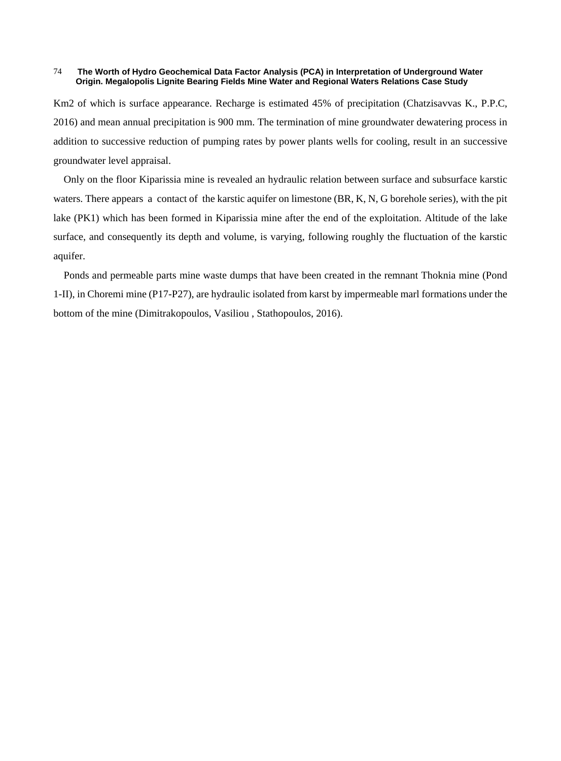Km2 of which is surface appearance. Recharge is estimated 45% of precipitation (Chatzisavvas K., P.P.C, 2016) and mean annual precipitation is 900 mm. The termination of mine groundwater dewatering process in addition to successive reduction of pumping rates by power plants wells for cooling, result in an successive groundwater level appraisal.

Only on the floor Kiparissia mine is revealed an hydraulic relation between surface and subsurface karstic waters. There appears a contact of the karstic aquifer on limestone (BR, K, N, G borehole series), with the pit lake (PK1) which has been formed in Kiparissia mine after the end of the exploitation. Altitude of the lake surface, and consequently its depth and volume, is varying, following roughly the fluctuation of the karstic aquifer.

Ponds and permeable parts mine waste dumps that have been created in the remnant Thoknia mine (Pond 1-II), in Choremi mine (P17-P27), are hydraulic isolated from karst by impermeable marl formations under the bottom of the mine (Dimitrakopoulos, Vasiliou , Stathopoulos, 2016).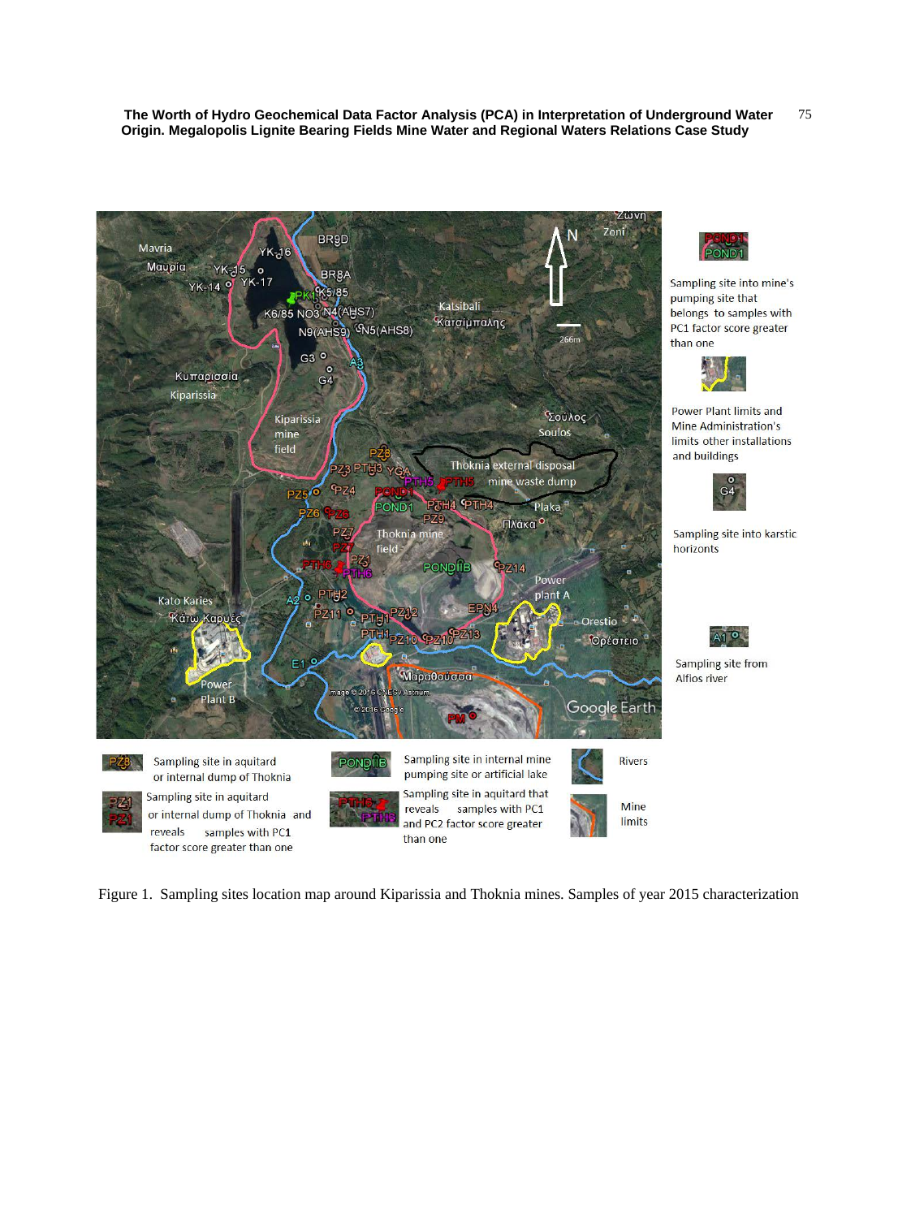Figure 1. Sampling sites location map around Kiparissia and Thoknia mines. Samples of year 2015 characterization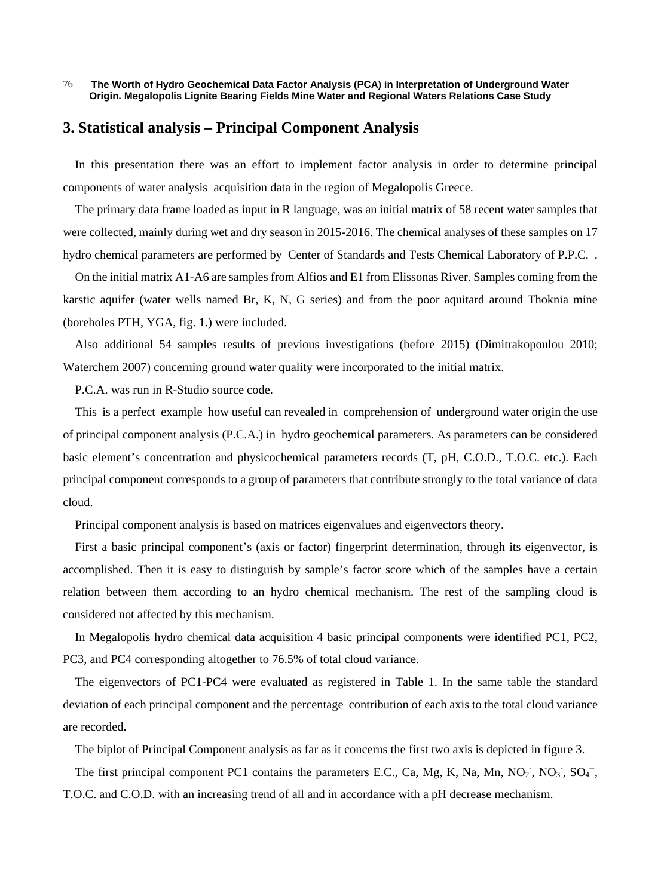## 3. Statistical analysis – Principal Component Analysis

In this presentation there was an effort to implement factor analysis in order to determine principal components of water analysis acquisition data in the region of Megalopolis Greece.

The primary data frame loaded as input in R language, was an initial matrix of 58 recent water samples that were collected, mainly during wet and dry season in 2015-2016. The chemical analyses of these samples on 17 hydro chemical parameters are performed by Center of Standards and Tests Chemical Laboratory of P.P.C. .

On the initial matrix A1-A6 are samples from Alfios and E1 from Elissonas River. Samples coming from the karstic aquifer (water wells named Br, K, N, G series) and from the poor aquitard around Thoknia mine (boreholes PTH, YGA, fig. 1.) were included.

Also additional 54 samples results of previous investigations (before 2015) (Dimitrakopoulou 2010; Waterchem 2007) concerning ground water quality were incorporated to the initial matrix.

P.C.A. was run in R-Studio source code.

This is a perfect example how useful can revealed in comprehension of underground water origin the use of principal component analysis (P.C.A.) in hydro geochemical parameters. As parameters can be considered basic element's concentration and physicochemical parameters records (T, pH, C.O.D., T.O.C. etc.). Each principal component corresponds to a group of parameters that contribute strongly to the total variance of data cloud.

Principal component analysis is based on matrices eigenvalues and eigenvectors theory.

First a basic principal component's (axis or factor) fingerprint determination, through its eigenvector, is accomplished. Then it is easy to distinguish by sample's factor score which of the samples have a certain relation between them according to an hydro chemical mechanism. The rest of the sampling cloud is considered not affected by this mechanism.

In Megalopolis hydro chemical data acquisition 4 basic principal components were identified PC1, PC2, PC3, and PC4 corresponding altogether to 76.5% of total cloud variance.

The eigenvectors of PC1-PC4 were evaluated as registered in Table 1. In the same table the standard deviation of each principal component and the percentage contribution of each axis to the total cloud variance are recorded.

The biplot of Principal Component analysis as far as it concerns the first two axis is depicted in figure 3.

The first principal component PC1 contains the parameters E.C., Ca, Mg, K, Na, Mn, $NO_2^-$, $NO_3^-$, $SO_4^{--}$, T.O.C. and C.O.D. with an increasing trend of all and in accordance with a pH decrease mechanism.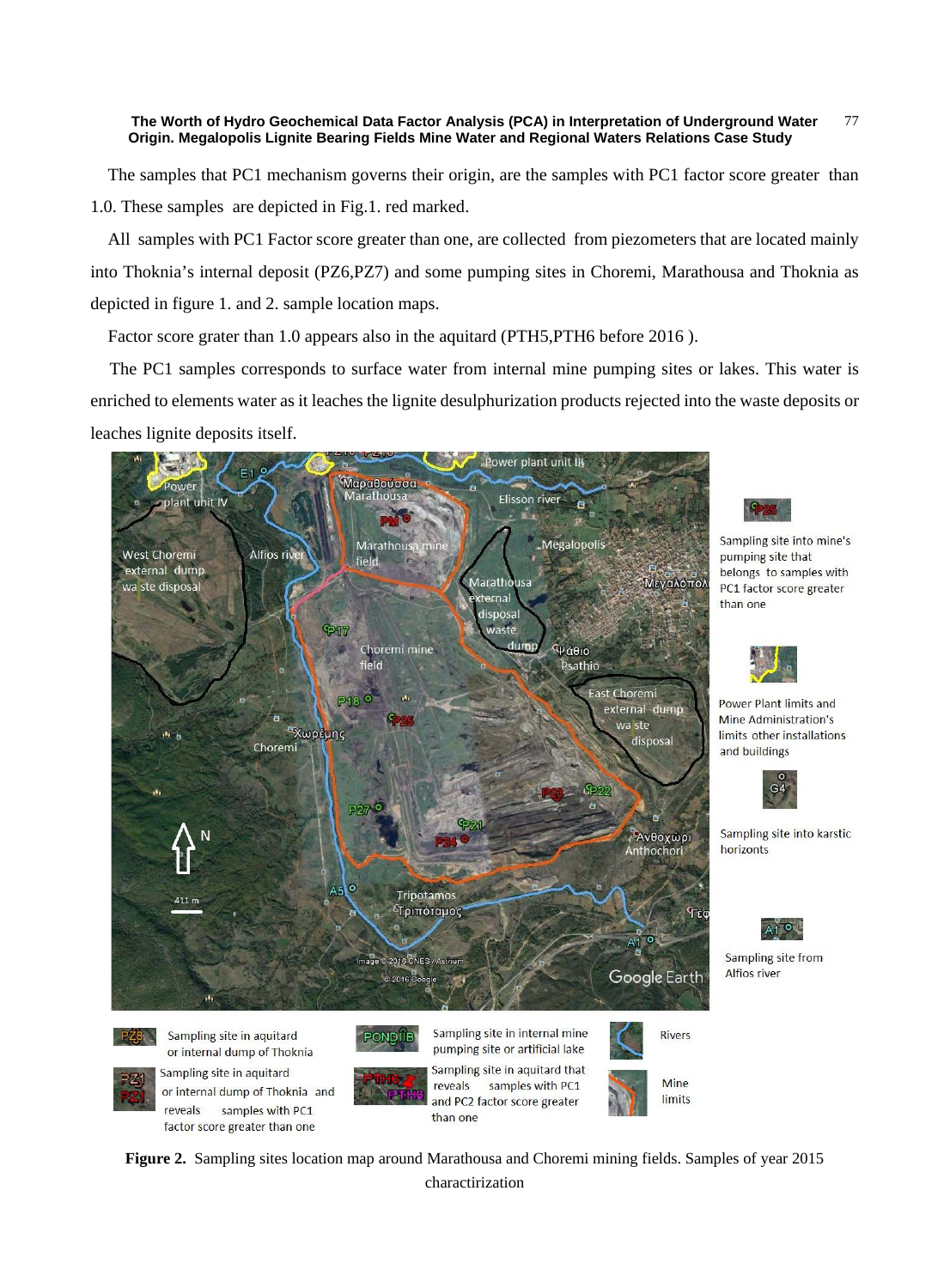The samples that PC1 mechanism governs their origin, are the samples with PC1 factor score greater than 1.0. These samples are depicted in Fig.1. red marked.

All samples with PC1 Factor score greater than one, are collected from piezometers that are located mainly into Thoknia's internal deposit (PZ6,PZ7) and some pumping sites in Choremi, Marathousa and Thoknia as depicted in figure 1. and 2. sample location maps.

Factor score grater than 1.0 appears also in the aquitard (PTH5,PTH6 before 2016 ).

The PC1 samples corresponds to surface water from internal mine pumping sites or lakes. This water is enriched to elements water as it leaches the lignite desulphurization products rejected into the waste deposits or leaches lignite deposits itself.

**Figure 2.** Sampling sites location map around Marathousa and Choremi mining fields. Samples of year 2015 charactirization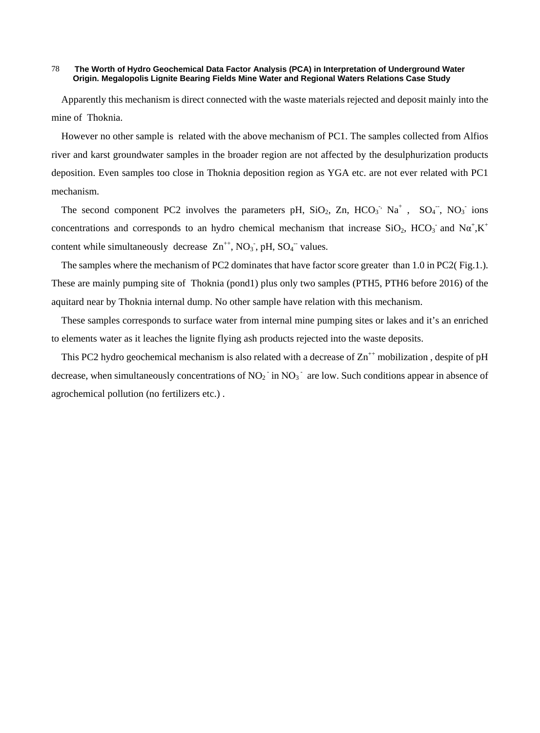Apparently this mechanism is direct connected with the waste materials rejected and deposit mainly into the mine of Thoknia.

However no other sample is related with the above mechanism of PC1. The samples collected from Alfios river and karst groundwater samples in the broader region are not affected by the desulphurization products deposition. Even samples too close in Thoknia deposition region as YGA etc. are not ever related with PC1 mechanism.

The second component PC2 involves the parameters pH, $SiO_2$, Zn, $HCO_3^{-}$, $Na^{+}$, $SO_4^{--}$, $NO_3^{-}$ ions concentrations and corresponds to an hydro chemical mechanism that increase $SiO_2$, $HCO_3^{-}$ and $N\alpha^{+}$,$K^{+}$ content while simultaneously decrease $Zn^{++}$, $NO_3^{-}$, pH, $SO_4^{--}$ values.

The samples where the mechanism of PC2 dominates that have factor score greater than 1.0 in PC2( Fig.1.). These are mainly pumping site of Thoknia (pond1) plus only two samples (PTH5, PTH6 before 2016) of the aquitard near by Thoknia internal dump. No other sample have relation with this mechanism.

These samples corresponds to surface water from internal mine pumping sites or lakes and it's an enriched to elements water as it leaches the lignite flying ash products rejected into the waste deposits.

This PC2 hydro geochemical mechanism is also related with a decrease of $Zn^{++}$ mobilization , despite of pH decrease, when simultaneously concentrations of $NO_2^{-}$ in $NO_3^{-}$ are low. Such conditions appear in absence of agrochemical pollution (no fertilizers etc.) .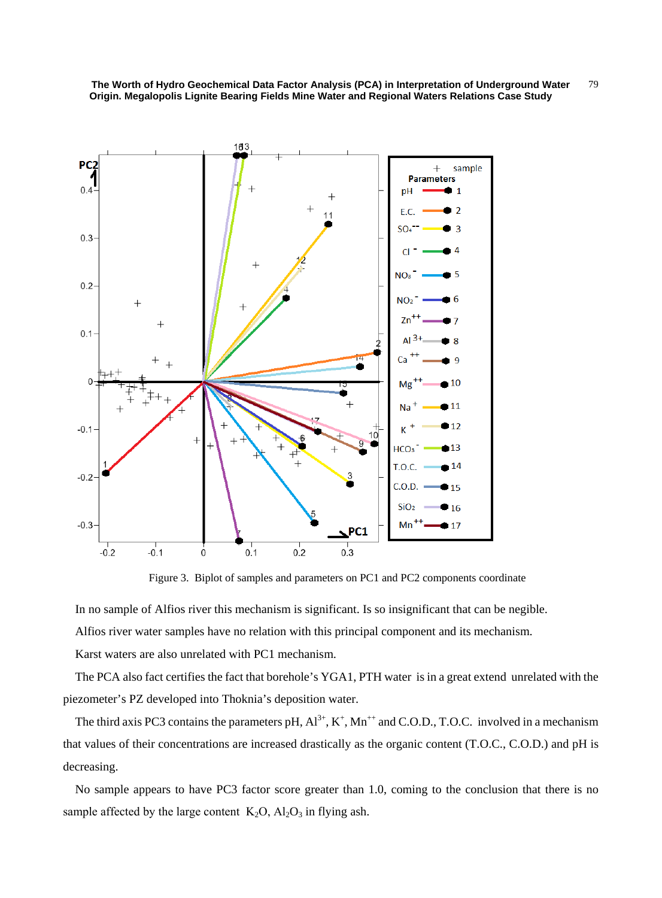Figure 3. Biplot of samples and parameters on PC1 and PC2 components coordinate

In no sample of Alfios river this mechanism is significant. Is so insignificant that can be negible.

Alfios river water samples have no relation with this principal component and its mechanism.

Karst waters are also unrelated with PC1 mechanism.

The PCA also fact certifies the fact that borehole's YGA1, PTH water is in a great extend unrelated with the piezometer's PZ developed into Thoknia's deposition water.

The third axis PC3 contains the parameters pH, $Al^{3+}$, $K^{+}$, $Mn^{++}$ and C.O.D., T.O.C. involved in a mechanism that values of their concentrations are increased drastically as the organic content (T.O.C., C.O.D.) and pH is decreasing.

No sample appears to have PC3 factor score greater than 1.0, coming to the conclusion that there is no sample affected by the large content $K_2O$, $Al_2O_3$ in flying ash.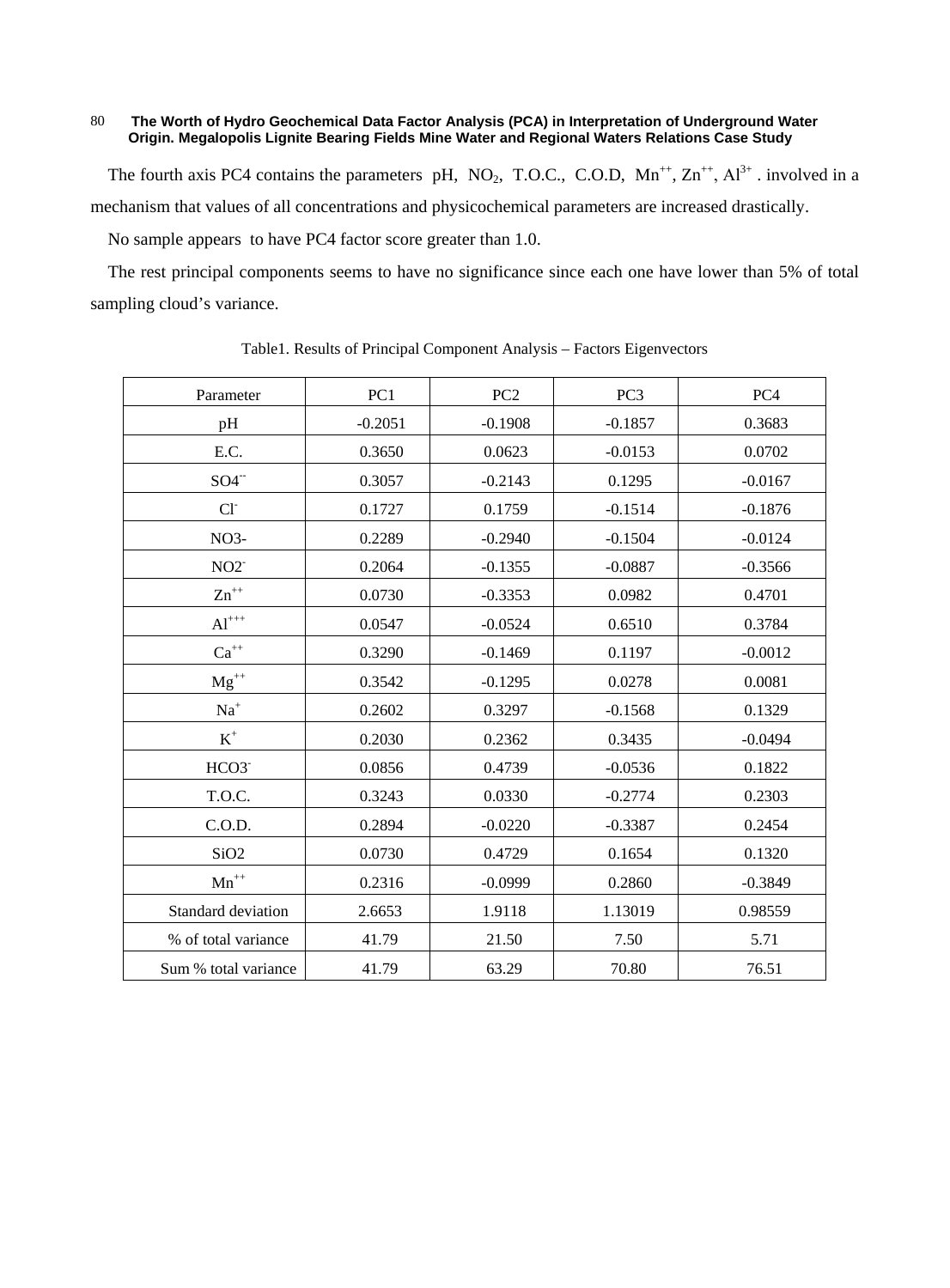The fourth axis PC4 contains the parameters pH, $NO_2$, T.O.C., C.O.D, $Mn^{++}$, $Zn^{++}$, $Al^{3+}$ . involved in a mechanism that values of all concentrations and physicochemical parameters are increased drastically.

No sample appears to have PC4 factor score greater than 1.0.

The rest principal components seems to have no significance since each one have lower than 5% of total sampling cloud's variance.

Table1. Results of Principal Component Analysis – Factors Eigenvectors

| Parameter | PC1 | PC2 | PC3 | PC4 |
|---|---|---|---|---|
| pH | -0.2051 | -0.1908 | -0.1857 | 0.3683 |
| E.C. | 0.3650 | 0.0623 | -0.0153 | 0.0702 |
| $SO4^{--}$ | 0.3057 | -0.2143 | 0.1295 | -0.0167 |
| $Cl^{-}$ | 0.1727 | 0.1759 | -0.1514 | -0.1876 |
| NO3- | 0.2289 | -0.2940 | -0.1504 | -0.0124 |
| $NO2^{-}$ | 0.2064 | -0.1355 | -0.0887 | -0.3566 |
| $Zn^{++}$ | 0.0730 | -0.3353 | 0.0982 | 0.4701 |
| $Al^{+++}$ | 0.0547 | -0.0524 | 0.6510 | 0.3784 |
| $Ca^{++}$ | 0.3290 | -0.1469 | 0.1197 | -0.0012 |
| $Mg^{++}$ | 0.3542 | -0.1295 | 0.0278 | 0.0081 |
| $Na^{+}$ | 0.2602 | 0.3297 | -0.1568 | 0.1329 |
| $K^{+}$ | 0.2030 | 0.2362 | 0.3435 | -0.0494 |
| $HCO3^{-}$ | 0.0856 | 0.4739 | -0.0536 | 0.1822 |
| T.O.C. | 0.3243 | 0.0330 | -0.2774 | 0.2303 |
| C.O.D. | 0.2894 | -0.0220 | -0.3387 | 0.2454 |
| SiO2 | 0.0730 | 0.4729 | 0.1654 | 0.1320 |
| $Mn^{++}$ | 0.2316 | -0.0999 | 0.2860 | -0.3849 |
| Standard deviation | 2.6653 | 1.9118 | 1.13019 | 0.98559 |
| % of total variance | 41.79 | 21.50 | 7.50 | 5.71 |
| Sum % total variance | 41.79 | 63.29 | 70.80 | 76.51 |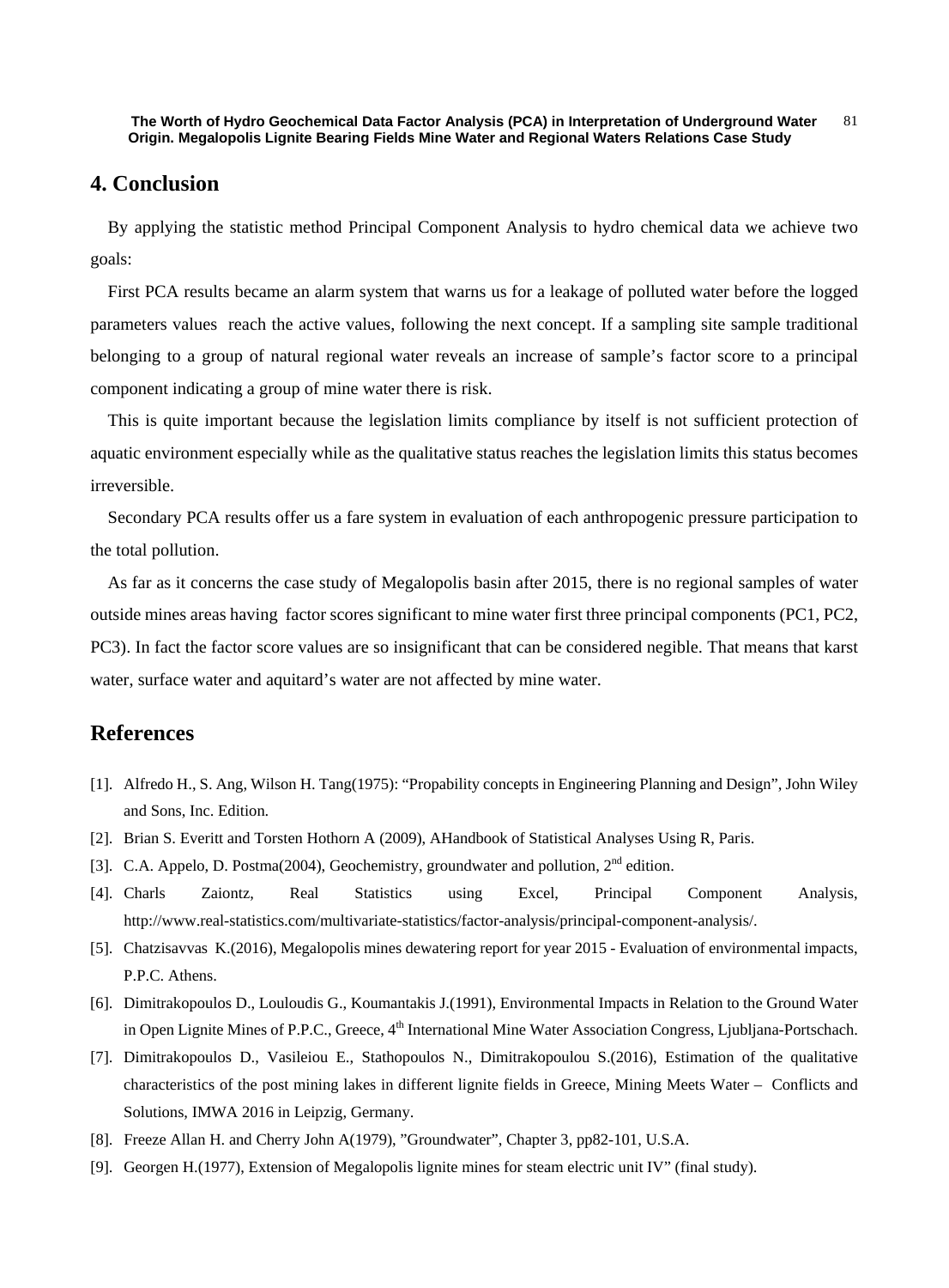## 4. Conclusion

By applying the statistic method Principal Component Analysis to hydro chemical data we achieve two goals:

First PCA results became an alarm system that warns us for a leakage of polluted water before the logged parameters values reach the active values, following the next concept. If a sampling site sample traditional belonging to a group of natural regional water reveals an increase of sample's factor score to a principal component indicating a group of mine water there is risk.

This is quite important because the legislation limits compliance by itself is not sufficient protection of aquatic environment especially while as the qualitative status reaches the legislation limits this status becomes irreversible.

Secondary PCA results offer us a fare system in evaluation of each anthropogenic pressure participation to the total pollution.

As far as it concerns the case study of Megalopolis basin after 2015, there is no regional samples of water outside mines areas having factor scores significant to mine water first three principal components (PC1, PC2, PC3). In fact the factor score values are so insignificant that can be considered negible. That means that karst water, surface water and aquitard's water are not affected by mine water.

## References

[1]. Alfredo H., S. Ang, Wilson H. Tang(1975): "Propability concepts in Engineering Planning and Design", John Wiley and Sons, Inc. Edition.

[2]. Brian S. Everitt and Torsten Hothorn A (2009), AHandbook of Statistical Analyses Using R, Paris.

[3]. C.A. Appelo, D. Postma(2004), Geochemistry, groundwater and pollution, 2nd edition.

[4]. Charls Zaiontz, Real Statistics using Excel, Principal Component Analysis, http://www.real-statistics.com/multivariate-statistics/factor-analysis/principal-component-analysis/.

[5]. Chatzisavvas K.(2016), Megalopolis mines dewatering report for year 2015 - Evaluation of environmental impacts, P.P.C. Athens.

[6]. Dimitrakopoulos D., Louloudis G., Koumantakis J.(1991), Environmental Impacts in Relation to the Ground Water in Open Lignite Mines of P.P.C., Greece, 4th International Mine Water Association Congress, Ljubljana-Portschach.

[7]. Dimitrakopoulos D., Vasileiou E., Stathopoulos N., Dimitrakopoulou S.(2016), Estimation of the qualitative characteristics of the post mining lakes in different lignite fields in Greece, Mining Meets Water – Conflicts and Solutions, IMWA 2016 in Leipzig, Germany.

[8]. Freeze Allan H. and Cherry John A(1979), "Groundwater", Chapter 3, pp82-101, U.S.A.

[9]. Georgen H.(1977), Extension of Megalopolis lignite mines for steam electric unit IV" (final study).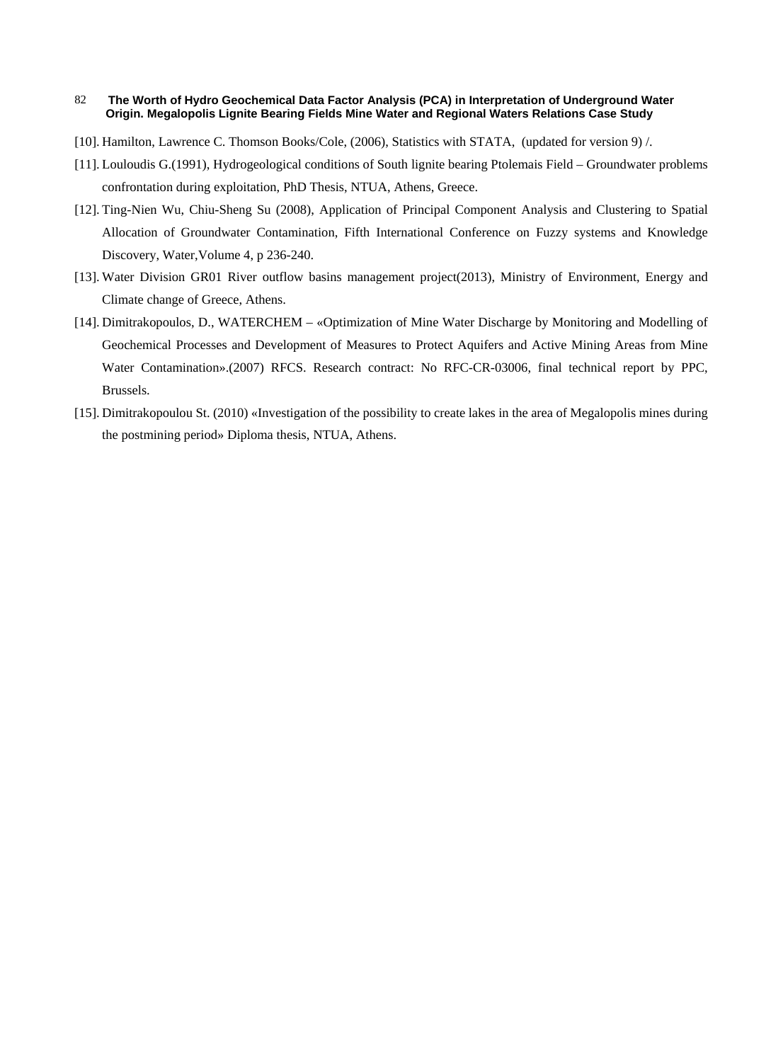[10]. Hamilton, Lawrence C. Thomson Books/Cole, (2006), Statistics with STATA, (updated for version 9) /.

[11]. Louloudis G.(1991), Hydrogeological conditions of South lignite bearing Ptolemais Field – Groundwater problems confrontation during exploitation, PhD Thesis, NTUA, Athens, Greece.

[12]. Ting-Nien Wu, Chiu-Sheng Su (2008), Application of Principal Component Analysis and Clustering to Spatial Allocation of Groundwater Contamination, Fifth International Conference on Fuzzy systems and Knowledge Discovery, Water,Volume 4, p 236-240.

[13]. Water Division GR01 River outflow basins management project(2013), Ministry of Environment, Energy and Climate change of Greece, Athens.

[14]. Dimitrakopoulos, D., WATERCHEM – «Optimization of Mine Water Discharge by Monitoring and Modelling of Geochemical Processes and Development of Measures to Protect Aquifers and Active Mining Areas from Mine Water Contamination».(2007) RFCS. Research contract: No RFC-CR-03006, final technical report by PPC, Brussels.

[15]. Dimitrakopoulou St. (2010) «Investigation of the possibility to create lakes in the area of Megalopolis mines during the postmining period» Diploma thesis, NTUA, Athens.